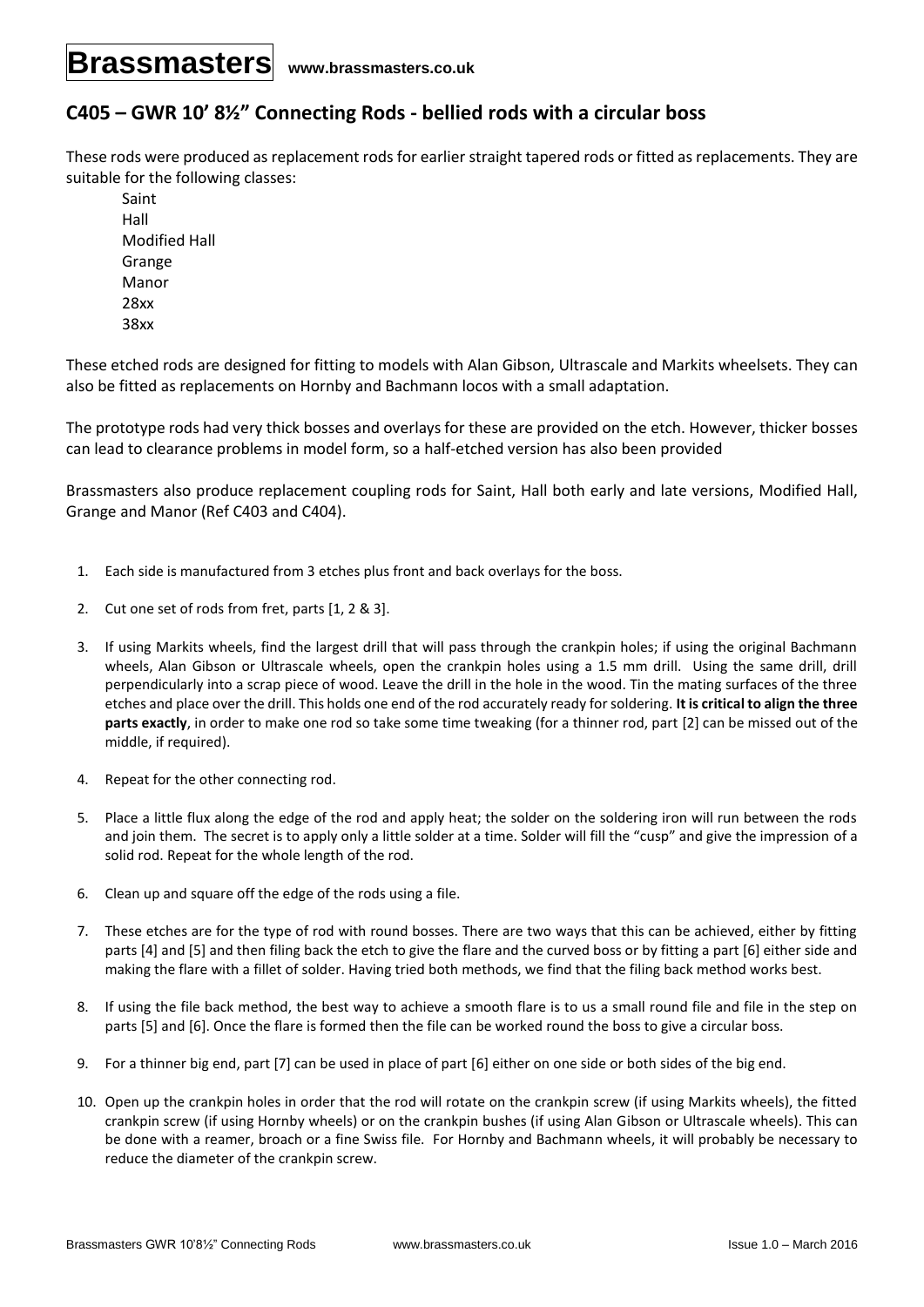**Brassmasters** www.brassmasters.co.uk

## C405 – GWR 10' 8½" Connecting Rods - bellied rods with a circular boss

These rods were produced as replacement rods for earlier straight tapered rods or fitted as replacements. They are suitable for the following classes:

Saint
Hall
Modified Hall
Grange
Manor
28xx
38xx

These etched rods are designed for fitting to models with Alan Gibson, Ultrascale and Markits wheelsets. They can also be fitted as replacements on Hornby and Bachmann locos with a small adaptation.

The prototype rods had very thick bosses and overlays for these are provided on the etch. However, thicker bosses can lead to clearance problems in model form, so a half-etched version has also been provided

Brassmasters also produce replacement coupling rods for Saint, Hall both early and late versions, Modified Hall, Grange and Manor (Ref C403 and C404).

1. Each side is manufactured from 3 etches plus front and back overlays for the boss.

2. Cut one set of rods from fret, parts [1, 2 & 3].

3. If using Markits wheels, find the largest drill that will pass through the crankpin holes; if using the original Bachmann wheels, Alan Gibson or Ultrascale wheels, open the crankpin holes using a 1.5 mm drill. Using the same drill, drill perpendicularly into a scrap piece of wood. Leave the drill in the hole in the wood. Tin the mating surfaces of the three etches and place over the drill. This holds one end of the rod accurately ready for soldering. **It is critical to align the three parts exactly**, in order to make one rod so take some time tweaking (for a thinner rod, part [2] can be missed out of the middle, if required).

4. Repeat for the other connecting rod.

5. Place a little flux along the edge of the rod and apply heat; the solder on the soldering iron will run between the rods and join them. The secret is to apply only a little solder at a time. Solder will fill the "cusp" and give the impression of a solid rod. Repeat for the whole length of the rod.

6. Clean up and square off the edge of the rods using a file.

7. These etches are for the type of rod with round bosses. There are two ways that this can be achieved, either by fitting parts [4] and [5] and then filing back the etch to give the flare and the curved boss or by fitting a part [6] either side and making the flare with a fillet of solder. Having tried both methods, we find that the filing back method works best.

8. If using the file back method, the best way to achieve a smooth flare is to us a small round file and file in the step on parts [5] and [6]. Once the flare is formed then the file can be worked round the boss to give a circular boss.

9. For a thinner big end, part [7] can be used in place of part [6] either on one side or both sides of the big end.

10. Open up the crankpin holes in order that the rod will rotate on the crankpin screw (if using Markits wheels), the fitted crankpin screw (if using Hornby wheels) or on the crankpin bushes (if using Alan Gibson or Ultrascale wheels). This can be done with a reamer, broach or a fine Swiss file. For Hornby and Bachmann wheels, it will probably be necessary to reduce the diameter of the crankpin screw.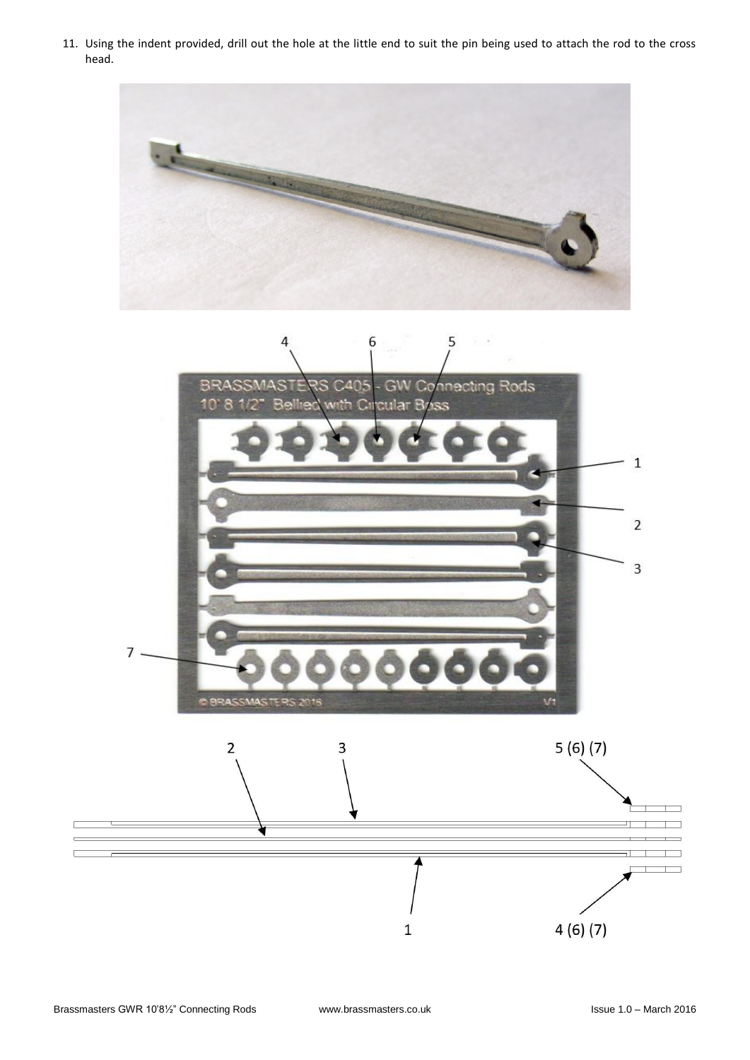11. Using the indent provided, drill out the hole at the little end to suit the pin being used to attach the rod to the cross head.

4
6
5

BRASSMASTERS C405 - GW Connecting Rods
10' 8 1/2" Bellied with Circular Boss

1
2
3
7

© BRASSMASTERS 2016
V1

2
3
5 (6) (7)

1
4 (6) (7)